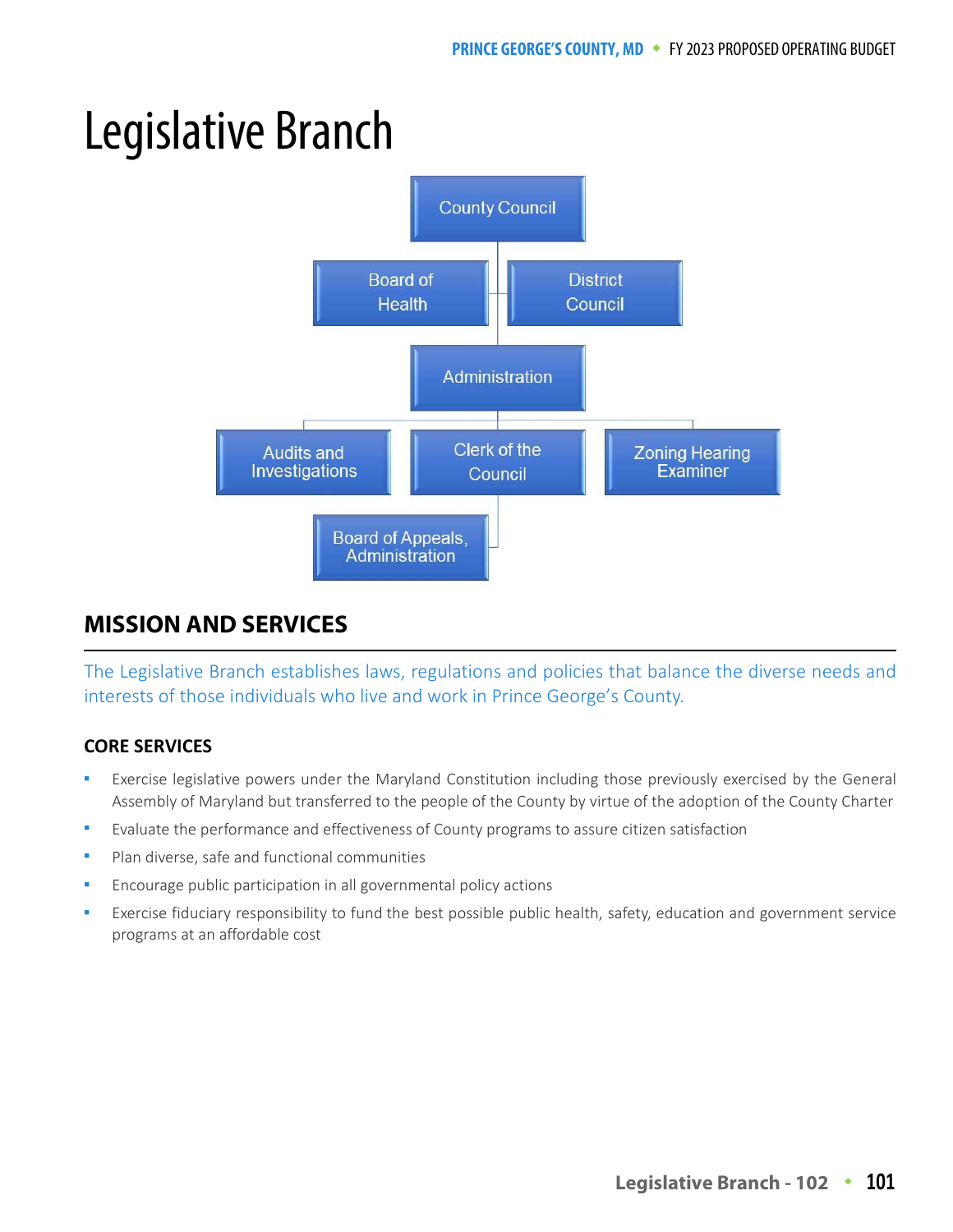# Legislative Branch

- County Council
  - Board of Health
  - District Council
  - Administration
    - Audits and Investigations
    - Clerk of the Council
    - Zoning Hearing Examiner
    - Board of Appeals, Administration

## MISSION AND SERVICES

The Legislative Branch establishes laws, regulations and policies that balance the diverse needs and interests of those individuals who live and work in Prince George's County.

### CORE SERVICES

- Exercise legislative powers under the Maryland Constitution including those previously exercised by the General Assembly of Maryland but transferred to the people of the County by virtue of the adoption of the County Charter
- Evaluate the performance and effectiveness of County programs to assure citizen satisfaction
- Plan diverse, safe and functional communities
- Encourage public participation in all governmental policy actions
- Exercise fiduciary responsibility to fund the best possible public health, safety, education and government service programs at an affordable cost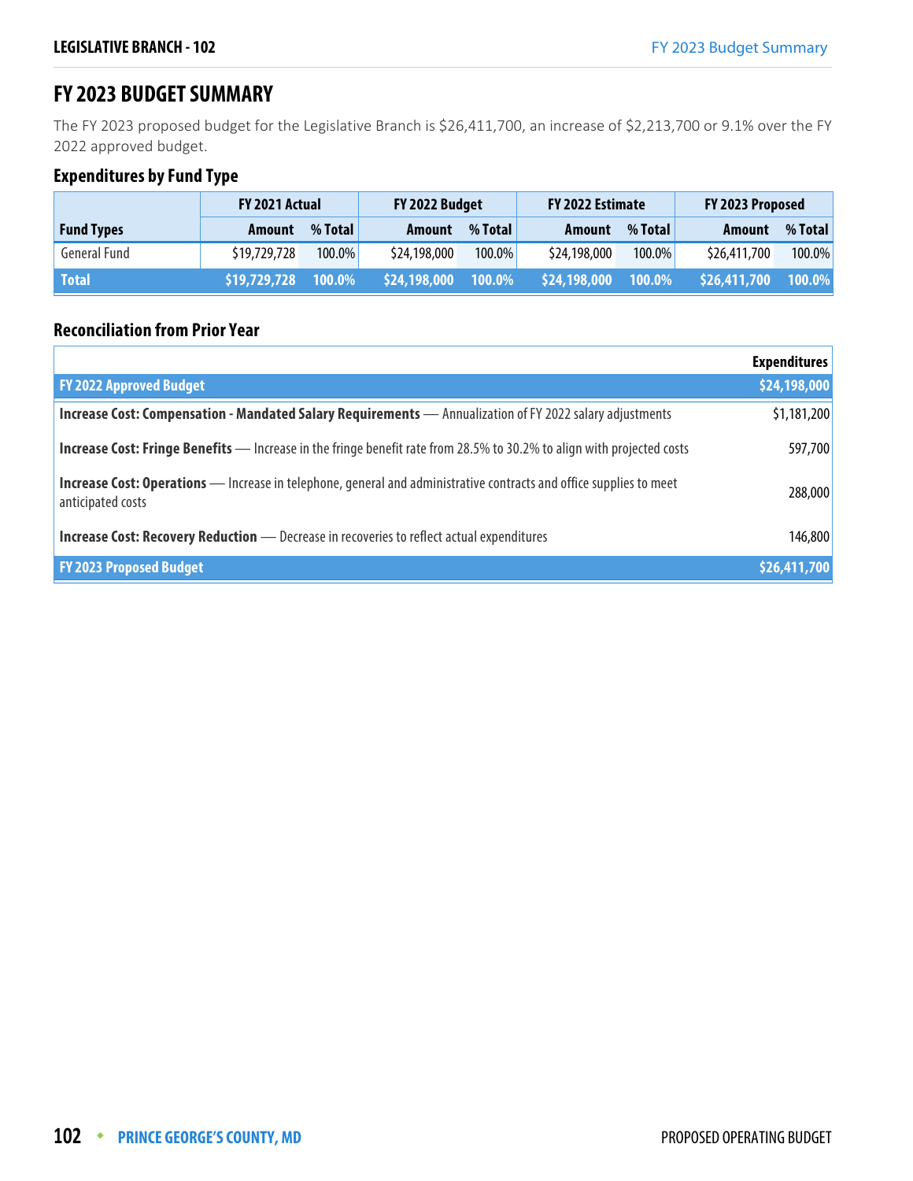# FY 2023 BUDGET SUMMARY

The FY 2023 proposed budget for the Legislative Branch is $26,411,700, an increase of $2,213,700 or 9.1% over the FY 2022 approved budget.

## Expenditures by Fund Type

| | FY 2021 Actual | | FY 2022 Budget | | FY 2022 Estimate | | FY 2023 Proposed | |
|---|---|---|---|---|---|---|---|---|
| **Fund Types** | **Amount** | **% Total** | **Amount** | **% Total** | **Amount** | **% Total** | **Amount** | **% Total** |
| General Fund | $19,729,728 | 100.0% | $24,198,000 | 100.0% | $24,198,000 | 100.0% | $26,411,700 | 100.0% |
| **Total** | **$19,729,728** | **100.0%** | **$24,198,000** | **100.0%** | **$24,198,000** | **100.0%** | **$26,411,700** | **100.0%** |

## Reconciliation from Prior Year

| | Expenditures |
|---|---|
| **FY 2022 Approved Budget** | **$24,198,000** |
| **Increase Cost: Compensation - Mandated Salary Requirements** — Annualization of FY 2022 salary adjustments | $1,181,200 |
| **Increase Cost: Fringe Benefits** — Increase in the fringe benefit rate from 28.5% to 30.2% to align with projected costs | 597,700 |
| **Increase Cost: Operations** — Increase in telephone, general and administrative contracts and office supplies to meet anticipated costs | 288,000 |
| **Increase Cost: Recovery Reduction** — Decrease in recoveries to reflect actual expenditures | 146,800 |
| **FY 2023 Proposed Budget** | **$26,411,700** |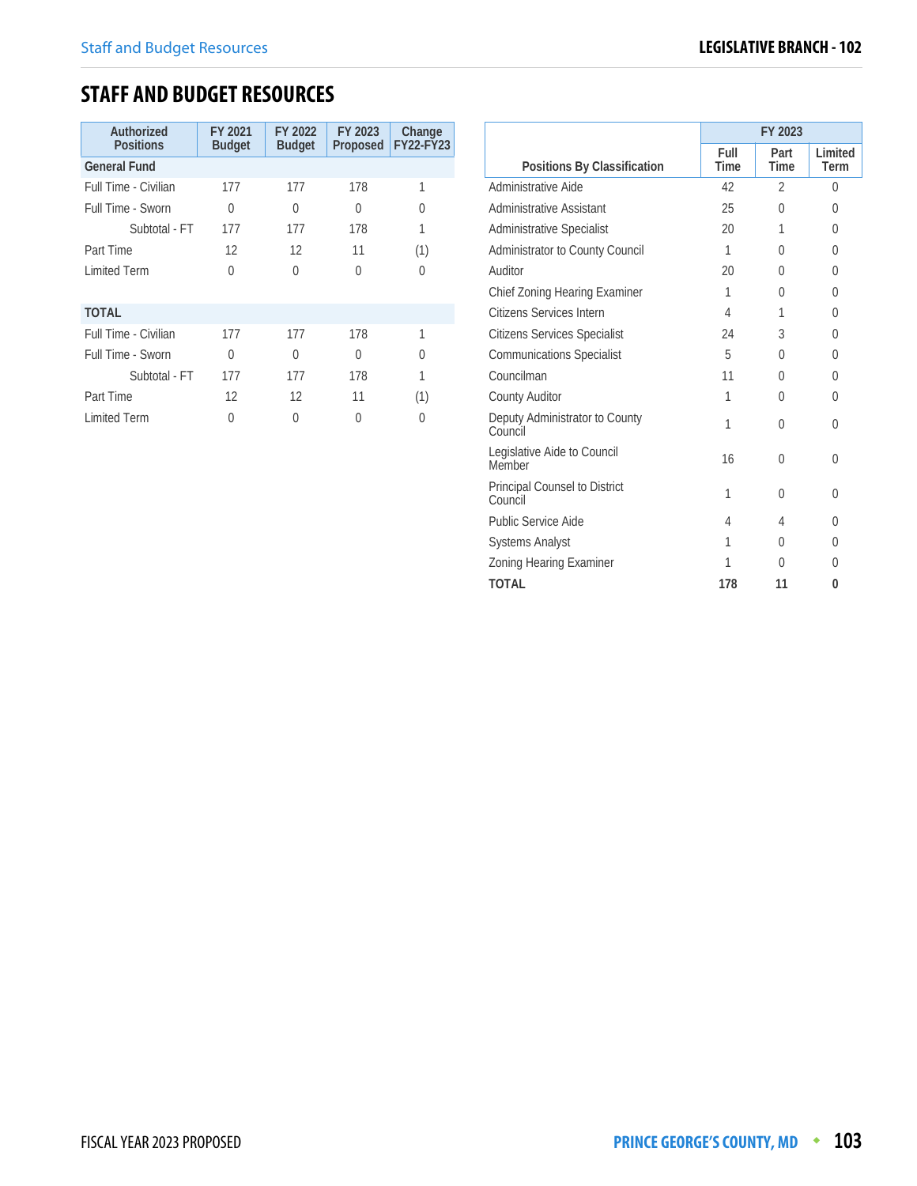# STAFF AND BUDGET RESOURCES

| Authorized Positions | FY 2021 Budget | FY 2022 Budget | FY 2023 Proposed | Change FY22-FY23 |
|---|---|---|---|---|
| **General Fund** | | | | |
| Full Time - Civilian | 177 | 177 | 178 | 1 |
| Full Time - Sworn | 0 | 0 | 0 | 0 |
| Subtotal - FT | 177 | 177 | 178 | 1 |
| Part Time | 12 | 12 | 11 | (1) |
| Limited Term | 0 | 0 | 0 | 0 |
| **TOTAL** | | | | |
| Full Time - Civilian | 177 | 177 | 178 | 1 |
| Full Time - Sworn | 0 | 0 | 0 | 0 |
| Subtotal - FT | 177 | 177 | 178 | 1 |
| Part Time | 12 | 12 | 11 | (1) |
| Limited Term | 0 | 0 | 0 | 0 |

| Positions By Classification | FY 2023 | | |
|---|---|---|---|
| | Full Time | Part Time | Limited Term |
| Administrative Aide | 42 | 2 | 0 |
| Administrative Assistant | 25 | 0 | 0 |
| Administrative Specialist | 20 | 1 | 0 |
| Administrator to County Council | 1 | 0 | 0 |
| Auditor | 20 | 0 | 0 |
| Chief Zoning Hearing Examiner | 1 | 0 | 0 |
| Citizens Services Intern | 4 | 1 | 0 |
| Citizens Services Specialist | 24 | 3 | 0 |
| Communications Specialist | 5 | 0 | 0 |
| Councilman | 11 | 0 | 0 |
| County Auditor | 1 | 0 | 0 |
| Deputy Administrator to County Council | 1 | 0 | 0 |
| Legislative Aide to Council Member | 16 | 0 | 0 |
| Principal Counsel to District Council | 1 | 0 | 0 |
| Public Service Aide | 4 | 4 | 0 |
| Systems Analyst | 1 | 0 | 0 |
| Zoning Hearing Examiner | 1 | 0 | 0 |
| **TOTAL** | **178** | **11** | **0** |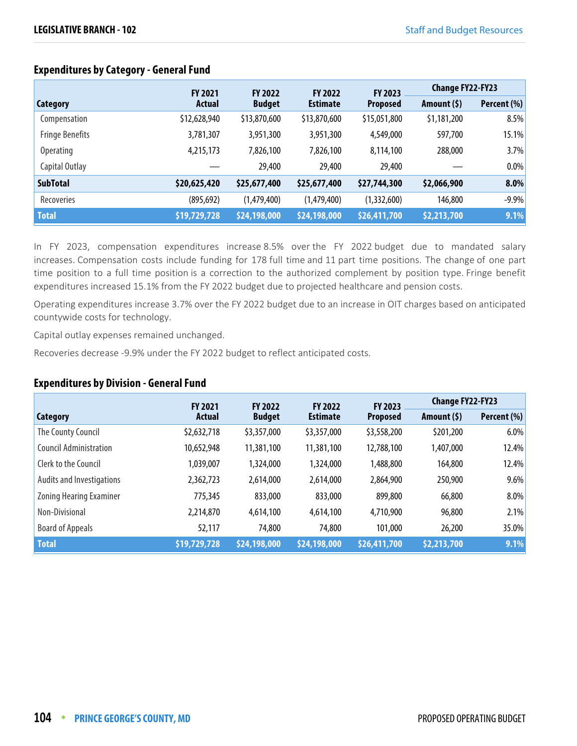## Expenditures by Category - General Fund

| Category | FY 2021 Actual | FY 2022 Budget | FY 2022 Estimate | FY 2023 Proposed | Change FY22-FY23 Amount ($) | Change FY22-FY23 Percent (%) |
|---|---|---|---|---|---|---|
| Compensation | $12,628,940 | $13,870,600 | $13,870,600 | $15,051,800 | $1,181,200 | 8.5% |
| Fringe Benefits | 3,781,307 | 3,951,300 | 3,951,300 | 4,549,000 | 597,700 | 15.1% |
| Operating | 4,215,173 | 7,826,100 | 7,826,100 | 8,114,100 | 288,000 | 3.7% |
| Capital Outlay | — | 29,400 | 29,400 | 29,400 | — | 0.0% |
| **SubTotal** | **$20,625,420** | **$25,677,400** | **$25,677,400** | **$27,744,300** | **$2,066,900** | **8.0%** |
| Recoveries | (895,692) | (1,479,400) | (1,479,400) | (1,332,600) | 146,800 | -9.9% |
| **Total** | **$19,729,728** | **$24,198,000** | **$24,198,000** | **$26,411,700** | **$2,213,700** | **9.1%** |

In FY 2023, compensation expenditures increase 8.5% over the FY 2022 budget due to mandated salary increases. Compensation costs include funding for 178 full time and 11 part time positions. The change of one part time position to a full time position is a correction to the authorized complement by position type. Fringe benefit expenditures increased 15.1% from the FY 2022 budget due to projected healthcare and pension costs.

Operating expenditures increase 3.7% over the FY 2022 budget due to an increase in OIT charges based on anticipated countywide costs for technology.

Capital outlay expenses remained unchanged.

Recoveries decrease -9.9% under the FY 2022 budget to reflect anticipated costs.

## Expenditures by Division - General Fund

| Category | FY 2021 Actual | FY 2022 Budget | FY 2022 Estimate | FY 2023 Proposed | Change FY22-FY23 Amount ($) | Change FY22-FY23 Percent (%) |
|---|---|---|---|---|---|---|
| The County Council | $2,632,718 | $3,357,000 | $3,357,000 | $3,558,200 | $201,200 | 6.0% |
| Council Administration | 10,652,948 | 11,381,100 | 11,381,100 | 12,788,100 | 1,407,000 | 12.4% |
| Clerk to the Council | 1,039,007 | 1,324,000 | 1,324,000 | 1,488,800 | 164,800 | 12.4% |
| Audits and Investigations | 2,362,723 | 2,614,000 | 2,614,000 | 2,864,900 | 250,900 | 9.6% |
| Zoning Hearing Examiner | 775,345 | 833,000 | 833,000 | 899,800 | 66,800 | 8.0% |
| Non-Divisional | 2,214,870 | 4,614,100 | 4,614,100 | 4,710,900 | 96,800 | 2.1% |
| Board of Appeals | 52,117 | 74,800 | 74,800 | 101,000 | 26,200 | 35.0% |
| **Total** | **$19,729,728** | **$24,198,000** | **$24,198,000** | **$26,411,700** | **$2,213,700** | **9.1%** |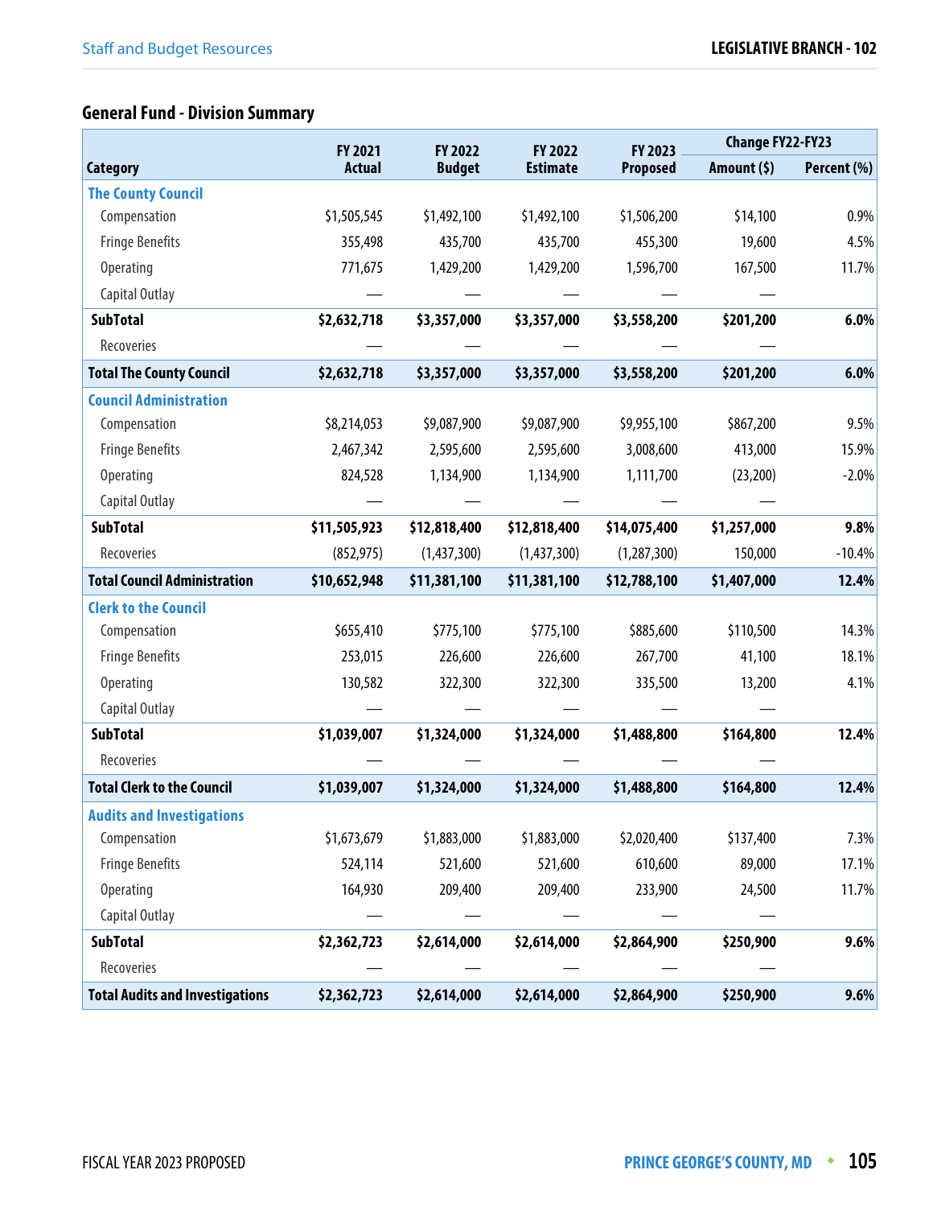## General Fund - Division Summary

| Category | FY 2021 Actual | FY 2022 Budget | FY 2022 Estimate | FY 2023 Proposed | Change FY22-FY23 | |
|---|---|---|---|---|---|---|
| | | | | | Amount ($) | Percent (%) |
| **The County Council** | | | | | | |
| Compensation | $1,505,545 | $1,492,100 | $1,492,100 | $1,506,200 | $14,100 | 0.9% |
| Fringe Benefits | 355,498 | 435,700 | 435,700 | 455,300 | 19,600 | 4.5% |
| Operating | 771,675 | 1,429,200 | 1,429,200 | 1,596,700 | 167,500 | 11.7% |
| Capital Outlay | — | — | — | — | — | |
| **SubTotal** | **$2,632,718** | **$3,357,000** | **$3,357,000** | **$3,558,200** | **$201,200** | **6.0%** |
| Recoveries | — | — | — | — | — | |
| **Total The County Council** | **$2,632,718** | **$3,357,000** | **$3,357,000** | **$3,558,200** | **$201,200** | **6.0%** |
| **Council Administration** | | | | | | |
| Compensation | $8,214,053 | $9,087,900 | $9,087,900 | $9,955,100 | $867,200 | 9.5% |
| Fringe Benefits | 2,467,342 | 2,595,600 | 2,595,600 | 3,008,600 | 413,000 | 15.9% |
| Operating | 824,528 | 1,134,900 | 1,134,900 | 1,111,700 | (23,200) | -2.0% |
| Capital Outlay | — | — | — | — | — | |
| **SubTotal** | **$11,505,923** | **$12,818,400** | **$12,818,400** | **$14,075,400** | **$1,257,000** | **9.8%** |
| Recoveries | (852,975) | (1,437,300) | (1,437,300) | (1,287,300) | 150,000 | -10.4% |
| **Total Council Administration** | **$10,652,948** | **$11,381,100** | **$11,381,100** | **$12,788,100** | **$1,407,000** | **12.4%** |
| **Clerk to the Council** | | | | | | |
| Compensation | $655,410 | $775,100 | $775,100 | $885,600 | $110,500 | 14.3% |
| Fringe Benefits | 253,015 | 226,600 | 226,600 | 267,700 | 41,100 | 18.1% |
| Operating | 130,582 | 322,300 | 322,300 | 335,500 | 13,200 | 4.1% |
| Capital Outlay | — | — | — | — | — | |
| **SubTotal** | **$1,039,007** | **$1,324,000** | **$1,324,000** | **$1,488,800** | **$164,800** | **12.4%** |
| Recoveries | — | — | — | — | — | |
| **Total Clerk to the Council** | **$1,039,007** | **$1,324,000** | **$1,324,000** | **$1,488,800** | **$164,800** | **12.4%** |
| **Audits and Investigations** | | | | | | |
| Compensation | $1,673,679 | $1,883,000 | $1,883,000 | $2,020,400 | $137,400 | 7.3% |
| Fringe Benefits | 524,114 | 521,600 | 521,600 | 610,600 | 89,000 | 17.1% |
| Operating | 164,930 | 209,400 | 209,400 | 233,900 | 24,500 | 11.7% |
| Capital Outlay | — | — | — | — | — | |
| **SubTotal** | **$2,362,723** | **$2,614,000** | **$2,614,000** | **$2,864,900** | **$250,900** | **9.6%** |
| Recoveries | — | — | — | — | — | |
| **Total Audits and Investigations** | **$2,362,723** | **$2,614,000** | **$2,614,000** | **$2,864,900** | **$250,900** | **9.6%** |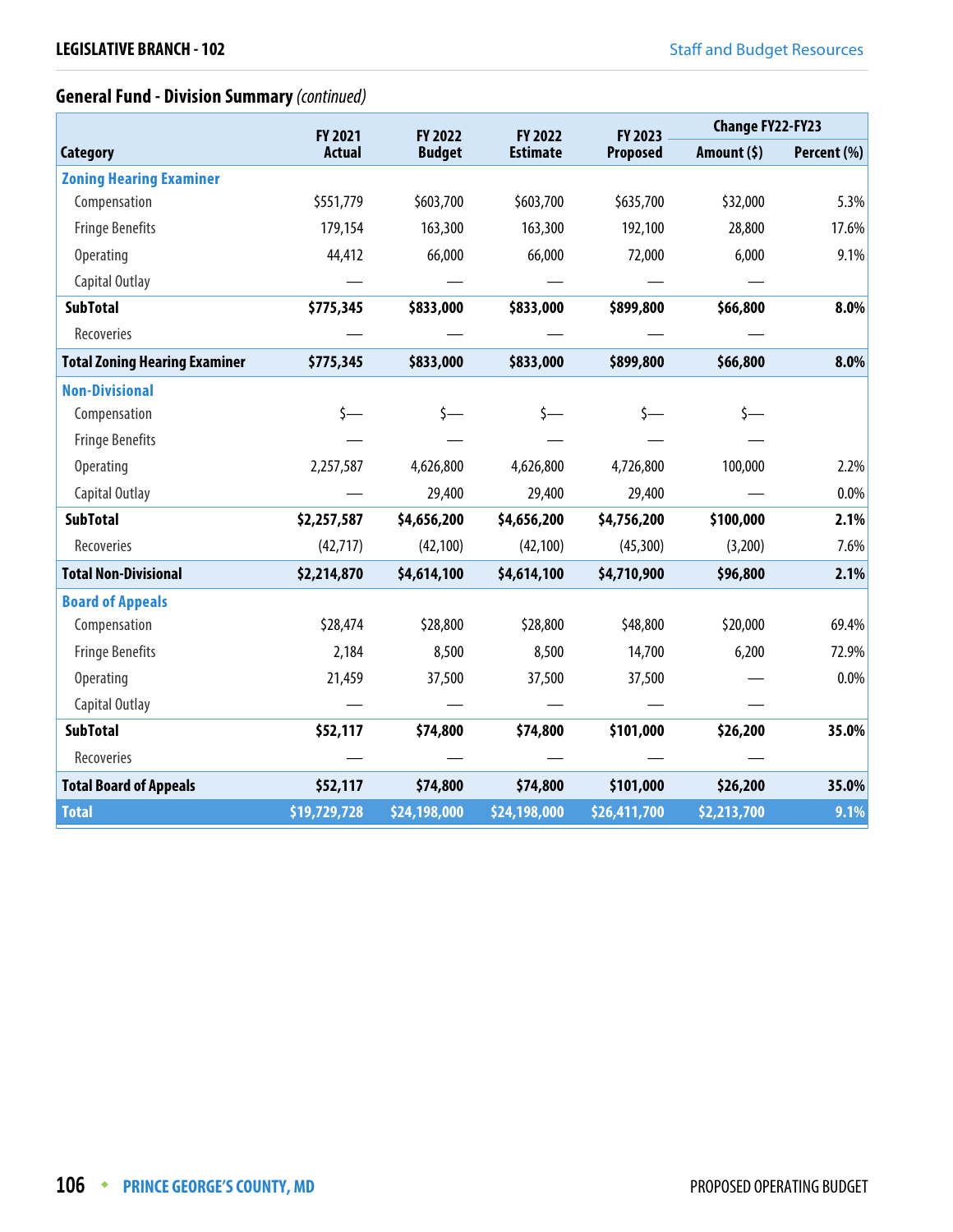## General Fund - Division Summary *(continued)*

| Category | FY 2021 Actual | FY 2022 Budget | FY 2022 Estimate | FY 2023 Proposed | Change FY22-FY23 | |
|---|---|---|---|---|---|---|
| | | | | | Amount ($) | Percent (%) |
| **Zoning Hearing Examiner** | | | | | | |
| Compensation | $551,779 | $603,700 | $603,700 | $635,700 | $32,000 | 5.3% |
| Fringe Benefits | 179,154 | 163,300 | 163,300 | 192,100 | 28,800 | 17.6% |
| Operating | 44,412 | 66,000 | 66,000 | 72,000 | 6,000 | 9.1% |
| Capital Outlay | — | — | — | — | — | |
| **SubTotal** | **$775,345** | **$833,000** | **$833,000** | **$899,800** | **$66,800** | **8.0%** |
| Recoveries | — | — | — | — | — | |
| **Total Zoning Hearing Examiner** | **$775,345** | **$833,000** | **$833,000** | **$899,800** | **$66,800** | **8.0%** |
| **Non-Divisional** | | | | | | |
| Compensation | $— | $— | $— | $— | $— | |
| Fringe Benefits | — | — | — | — | — | |
| Operating | 2,257,587 | 4,626,800 | 4,626,800 | 4,726,800 | 100,000 | 2.2% |
| Capital Outlay | — | 29,400 | 29,400 | 29,400 | — | 0.0% |
| **SubTotal** | **$2,257,587** | **$4,656,200** | **$4,656,200** | **$4,756,200** | **$100,000** | **2.1%** |
| Recoveries | (42,717) | (42,100) | (42,100) | (45,300) | (3,200) | 7.6% |
| **Total Non-Divisional** | **$2,214,870** | **$4,614,100** | **$4,614,100** | **$4,710,900** | **$96,800** | **2.1%** |
| **Board of Appeals** | | | | | | |
| Compensation | $28,474 | $28,800 | $28,800 | $48,800 | $20,000 | 69.4% |
| Fringe Benefits | 2,184 | 8,500 | 8,500 | 14,700 | 6,200 | 72.9% |
| Operating | 21,459 | 37,500 | 37,500 | 37,500 | — | 0.0% |
| Capital Outlay | — | — | — | — | — | |
| **SubTotal** | **$52,117** | **$74,800** | **$74,800** | **$101,000** | **$26,200** | **35.0%** |
| Recoveries | — | — | — | — | — | |
| **Total Board of Appeals** | **$52,117** | **$74,800** | **$74,800** | **$101,000** | **$26,200** | **35.0%** |
| **Total** | **$19,729,728** | **$24,198,000** | **$24,198,000** | **$26,411,700** | **$2,213,700** | **9.1%** |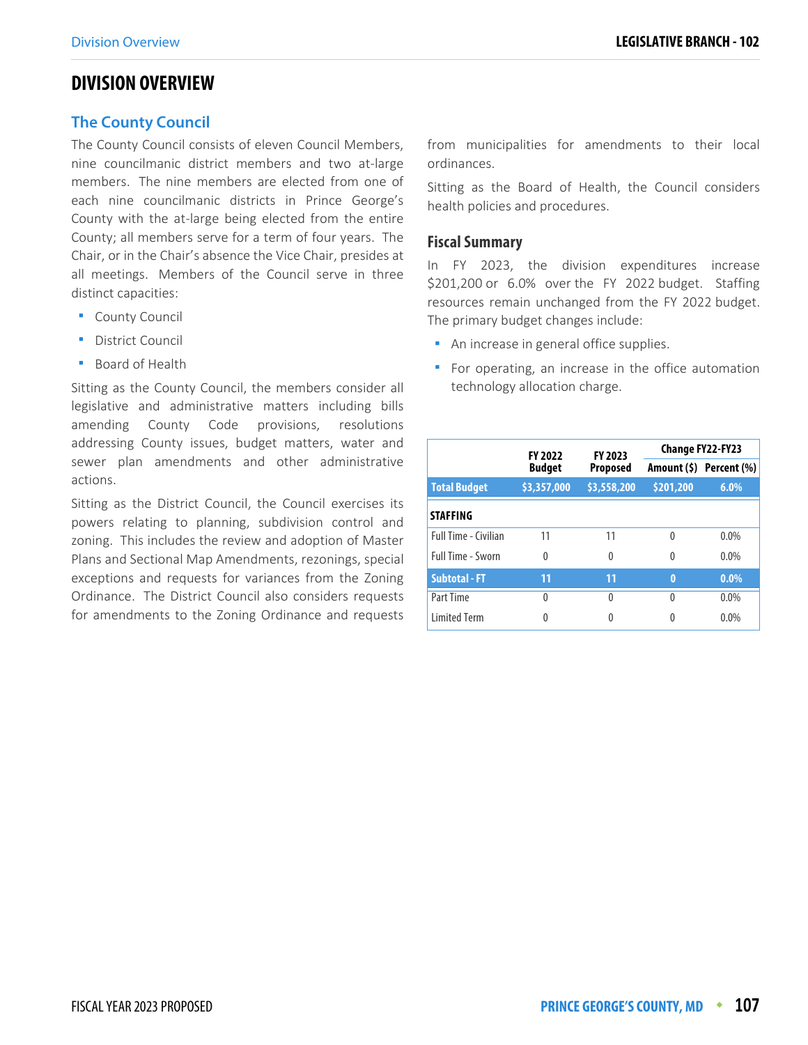# DIVISION OVERVIEW

## The County Council

The County Council consists of eleven Council Members, nine councilmanic district members and two at-large members. The nine members are elected from one of each nine councilmanic districts in Prince George's County with the at-large being elected from the entire County; all members serve for a term of four years. The Chair, or in the Chair's absence the Vice Chair, presides at all meetings. Members of the Council serve in three distinct capacities:

- County Council
- District Council
- Board of Health

Sitting as the County Council, the members consider all legislative and administrative matters including bills amending County Code provisions, resolutions addressing County issues, budget matters, water and sewer plan amendments and other administrative actions.

Sitting as the District Council, the Council exercises its powers relating to planning, subdivision control and zoning. This includes the review and adoption of Master Plans and Sectional Map Amendments, rezonings, special exceptions and requests for variances from the Zoning Ordinance. The District Council also considers requests for amendments to the Zoning Ordinance and requests from municipalities for amendments to their local ordinances.

Sitting as the Board of Health, the Council considers health policies and procedures.

### Fiscal Summary

In FY 2023, the division expenditures increase $201,200 or 6.0% over the FY 2022 budget. Staffing resources remain unchanged from the FY 2022 budget. The primary budget changes include:

- An increase in general office supplies.
- For operating, an increase in the office automation technology allocation charge.

| | FY 2022 Budget | FY 2023 Proposed | Change FY22-FY23 | |
|---|---|---|---|---|
| | | | Amount ($) | Percent (%) |
| **Total Budget** | **$3,357,000** | **$3,558,200** | **$201,200** | **6.0%** |
| **STAFFING** | | | | |
| Full Time - Civilian | 11 | 11 | 0 | 0.0% |
| Full Time - Sworn | 0 | 0 | 0 | 0.0% |
| **Subtotal - FT** | **11** | **11** | **0** | **0.0%** |
| Part Time | 0 | 0 | 0 | 0.0% |
| Limited Term | 0 | 0 | 0 | 0.0% |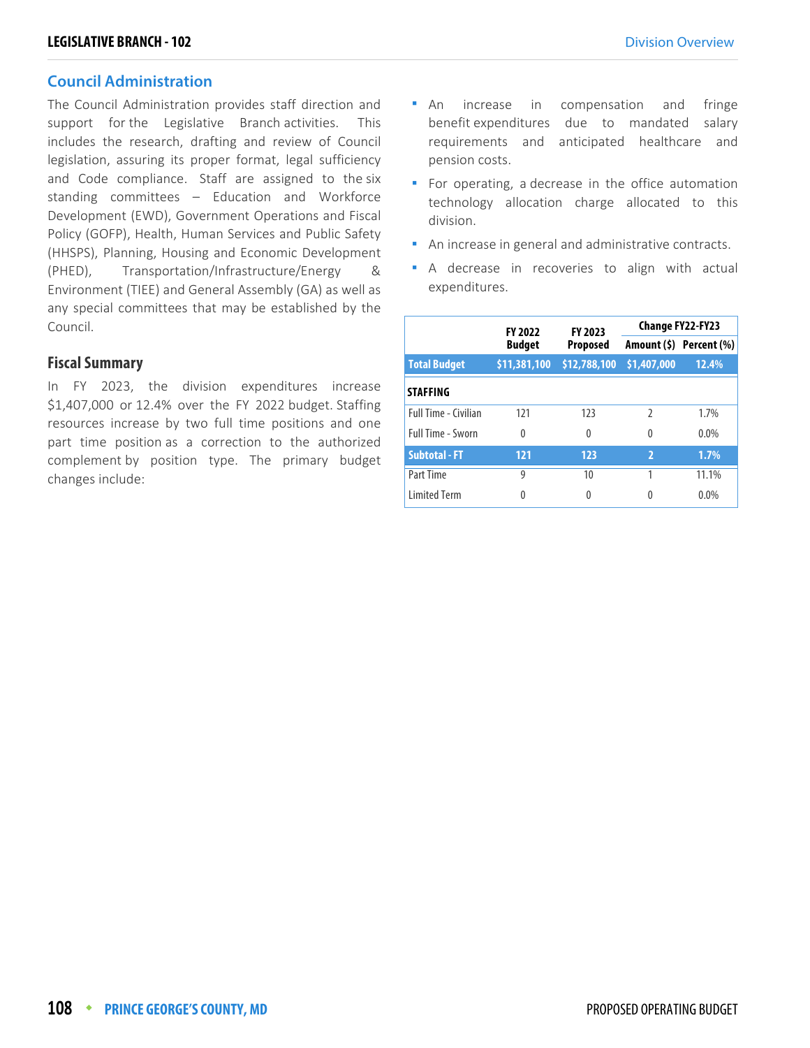## Council Administration

The Council Administration provides staff direction and support for the Legislative Branch activities. This includes the research, drafting and review of Council legislation, assuring its proper format, legal sufficiency and Code compliance. Staff are assigned to the six standing committees – Education and Workforce Development (EWD), Government Operations and Fiscal Policy (GOFP), Health, Human Services and Public Safety (HHSPS), Planning, Housing and Economic Development (PHED), Transportation/Infrastructure/Energy & Environment (TIEE) and General Assembly (GA) as well as any special committees that may be established by the Council.

### Fiscal Summary

In FY 2023, the division expenditures increase $1,407,000 or 12.4% over the FY 2022 budget. Staffing resources increase by two full time positions and one part time position as a correction to the authorized complement by position type. The primary budget changes include:

- An increase in compensation and fringe benefit expenditures due to mandated salary requirements and anticipated healthcare and pension costs.
- For operating, a decrease in the office automation technology allocation charge allocated to this division.
- An increase in general and administrative contracts.
- A decrease in recoveries to align with actual expenditures.

| | FY 2022 Budget | FY 2023 Proposed | Change FY22-FY23 | |
|---|---|---|---|---|
| | | | Amount ($) | Percent (%) |
| **Total Budget** | **$11,381,100** | **$12,788,100** | **$1,407,000** | **12.4%** |
| **STAFFING** | | | | |
| Full Time - Civilian | 121 | 123 | 2 | 1.7% |
| Full Time - Sworn | 0 | 0 | 0 | 0.0% |
| **Subtotal - FT** | **121** | **123** | **2** | **1.7%** |
| Part Time | 9 | 10 | 1 | 11.1% |
| Limited Term | 0 | 0 | 0 | 0.0% |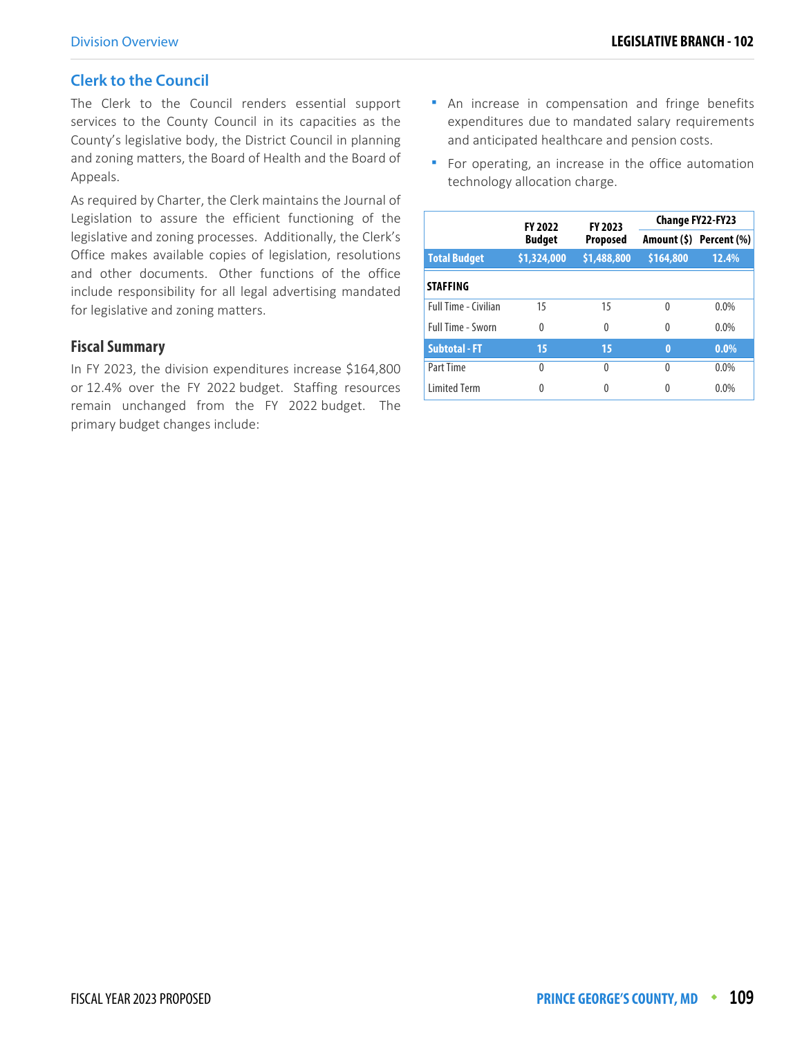## Clerk to the Council

The Clerk to the Council renders essential support services to the County Council in its capacities as the County's legislative body, the District Council in planning and zoning matters, the Board of Health and the Board of Appeals.

As required by Charter, the Clerk maintains the Journal of Legislation to assure the efficient functioning of the legislative and zoning processes. Additionally, the Clerk's Office makes available copies of legislation, resolutions and other documents. Other functions of the office include responsibility for all legal advertising mandated for legislative and zoning matters.

### Fiscal Summary

In FY 2023, the division expenditures increase $164,800 or 12.4% over the FY 2022 budget. Staffing resources remain unchanged from the FY 2022 budget. The primary budget changes include:

- An increase in compensation and fringe benefits expenditures due to mandated salary requirements and anticipated healthcare and pension costs.
- For operating, an increase in the office automation technology allocation charge.

| | FY 2022 Budget | FY 2023 Proposed | Change FY22-FY23 | |
|---|---|---|---|---|
| | | | Amount ($) | Percent (%) |
| **Total Budget** | **$1,324,000** | **$1,488,800** | **$164,800** | **12.4%** |
| **STAFFING** | | | | |
| Full Time - Civilian | 15 | 15 | 0 | 0.0% |
| Full Time - Sworn | 0 | 0 | 0 | 0.0% |
| **Subtotal - FT** | **15** | **15** | **0** | **0.0%** |
| Part Time | 0 | 0 | 0 | 0.0% |
| Limited Term | 0 | 0 | 0 | 0.0% |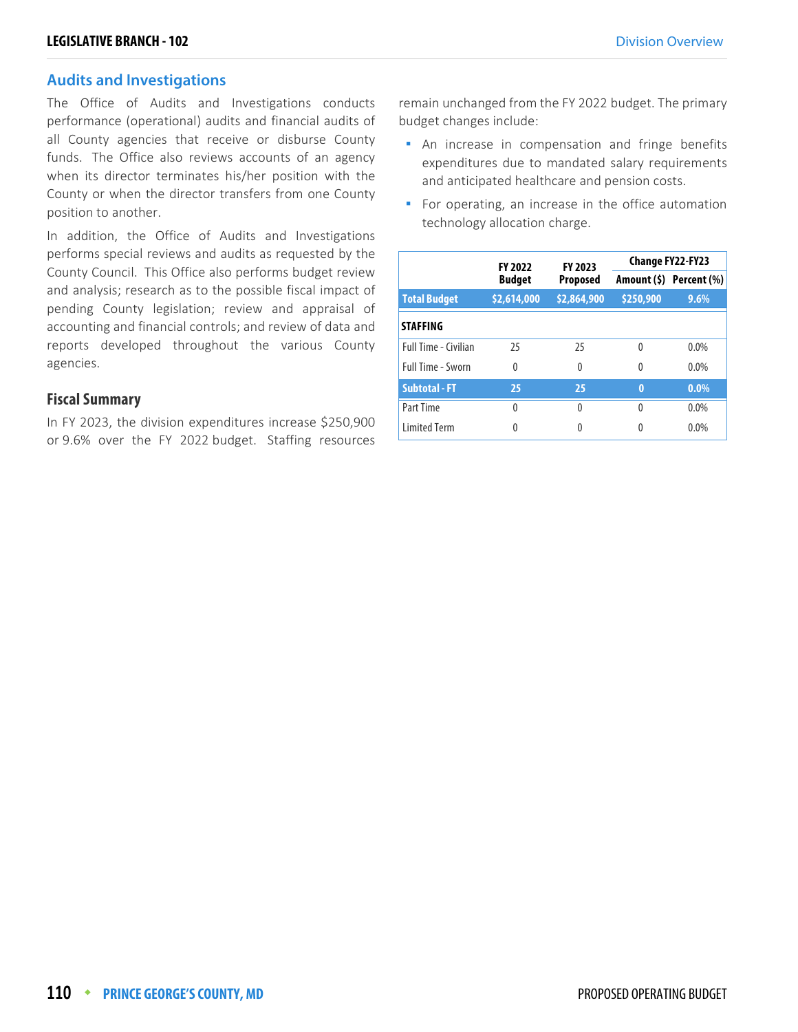## Audits and Investigations

The Office of Audits and Investigations conducts performance (operational) audits and financial audits of all County agencies that receive or disburse County funds. The Office also reviews accounts of an agency when its director terminates his/her position with the County or when the director transfers from one County position to another.

In addition, the Office of Audits and Investigations performs special reviews and audits as requested by the County Council. This Office also performs budget review and analysis; research as to the possible fiscal impact of pending County legislation; review and appraisal of accounting and financial controls; and review of data and reports developed throughout the various County agencies.

### Fiscal Summary

In FY 2023, the division expenditures increase $250,900 or 9.6% over the FY 2022 budget. Staffing resources remain unchanged from the FY 2022 budget. The primary budget changes include:

- An increase in compensation and fringe benefits expenditures due to mandated salary requirements and anticipated healthcare and pension costs.
- For operating, an increase in the office automation technology allocation charge.

| | FY 2022 Budget | FY 2023 Proposed | Change FY22-FY23 | |
|---|---|---|---|---|
| | | | Amount ($) | Percent (%) |
| **Total Budget** | **$2,614,000** | **$2,864,900** | **$250,900** | **9.6%** |
| **STAFFING** | | | | |
| Full Time - Civilian | 25 | 25 | 0 | 0.0% |
| Full Time - Sworn | 0 | 0 | 0 | 0.0% |
| **Subtotal - FT** | **25** | **25** | **0** | **0.0%** |
| Part Time | 0 | 0 | 0 | 0.0% |
| Limited Term | 0 | 0 | 0 | 0.0% |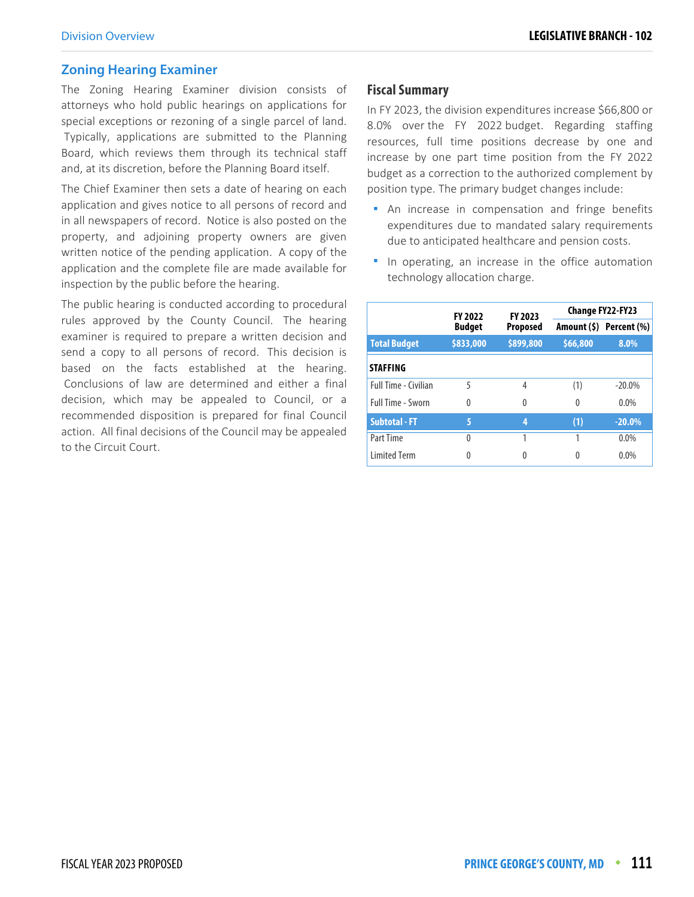## Zoning Hearing Examiner

The Zoning Hearing Examiner division consists of attorneys who hold public hearings on applications for special exceptions or rezoning of a single parcel of land. Typically, applications are submitted to the Planning Board, which reviews them through its technical staff and, at its discretion, before the Planning Board itself.

The Chief Examiner then sets a date of hearing on each application and gives notice to all persons of record and in all newspapers of record. Notice is also posted on the property, and adjoining property owners are given written notice of the pending application. A copy of the application and the complete file are made available for inspection by the public before the hearing.

The public hearing is conducted according to procedural rules approved by the County Council. The hearing examiner is required to prepare a written decision and send a copy to all persons of record. This decision is based on the facts established at the hearing. Conclusions of law are determined and either a final decision, which may be appealed to Council, or a recommended disposition is prepared for final Council action. All final decisions of the Council may be appealed to the Circuit Court.

### Fiscal Summary

In FY 2023, the division expenditures increase $66,800 or 8.0% over the FY 2022 budget. Regarding staffing resources, full time positions decrease by one and increase by one part time position from the FY 2022 budget as a correction to the authorized complement by position type. The primary budget changes include:

- An increase in compensation and fringe benefits expenditures due to mandated salary requirements due to anticipated healthcare and pension costs.
- In operating, an increase in the office automation technology allocation charge.

| | FY 2022 Budget | FY 2023 Proposed | Change FY22-FY23 | |
|---|---|---|---|---|
| | | | Amount ($) | Percent (%) |
| **Total Budget** | **$833,000** | **$899,800** | **$66,800** | **8.0%** |
| **STAFFING** | | | | |
| Full Time - Civilian | 5 | 4 | (1) | -20.0% |
| Full Time - Sworn | 0 | 0 | 0 | 0.0% |
| **Subtotal - FT** | **5** | **4** | **(1)** | **-20.0%** |
| Part Time | 0 | 1 | 1 | 0.0% |
| Limited Term | 0 | 0 | 0 | 0.0% |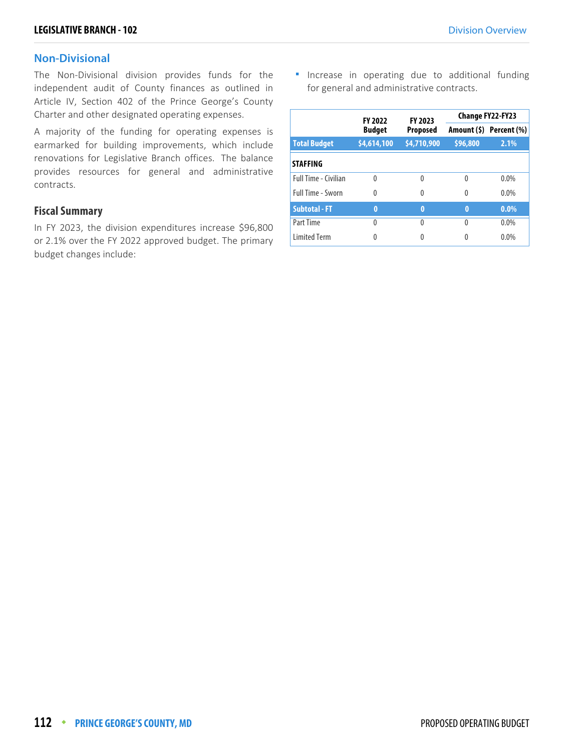## Non-Divisional

The Non-Divisional division provides funds for the independent audit of County finances as outlined in Article IV, Section 402 of the Prince George's County Charter and other designated operating expenses.

A majority of the funding for operating expenses is earmarked for building improvements, which include renovations for Legislative Branch offices. The balance provides resources for general and administrative contracts.

### Fiscal Summary

In FY 2023, the division expenditures increase $96,800 or 2.1% over the FY 2022 approved budget. The primary budget changes include:

- Increase in operating due to additional funding for general and administrative contracts.

| | FY 2022 Budget | FY 2023 Proposed | Change FY22-FY23 | |
|---|---|---|---|---|
| | | | Amount ($) | Percent (%) |
| **Total Budget** | **$4,614,100** | **$4,710,900** | **$96,800** | **2.1%** |
| **STAFFING** | | | | |
| Full Time - Civilian | 0 | 0 | 0 | 0.0% |
| Full Time - Sworn | 0 | 0 | 0 | 0.0% |
| **Subtotal - FT** | **0** | **0** | **0** | **0.0%** |
| Part Time | 0 | 0 | 0 | 0.0% |
| Limited Term | 0 | 0 | 0 | 0.0% |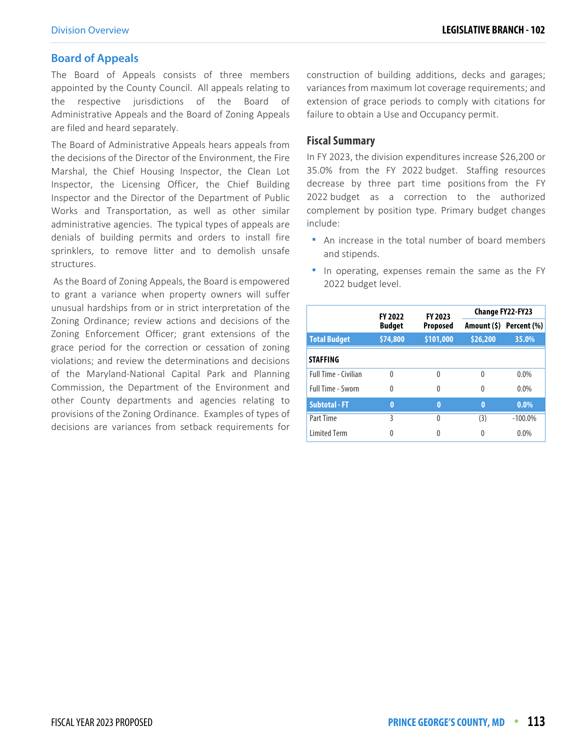## Board of Appeals

The Board of Appeals consists of three members appointed by the County Council. All appeals relating to the respective jurisdictions of the Board of Administrative Appeals and the Board of Zoning Appeals are filed and heard separately.

The Board of Administrative Appeals hears appeals from the decisions of the Director of the Environment, the Fire Marshal, the Chief Housing Inspector, the Clean Lot Inspector, the Licensing Officer, the Chief Building Inspector and the Director of the Department of Public Works and Transportation, as well as other similar administrative agencies. The typical types of appeals are denials of building permits and orders to install fire sprinklers, to remove litter and to demolish unsafe structures.

As the Board of Zoning Appeals, the Board is empowered to grant a variance when property owners will suffer unusual hardships from or in strict interpretation of the Zoning Ordinance; review actions and decisions of the Zoning Enforcement Officer; grant extensions of the grace period for the correction or cessation of zoning violations; and review the determinations and decisions of the Maryland-National Capital Park and Planning Commission, the Department of the Environment and other County departments and agencies relating to provisions of the Zoning Ordinance. Examples of types of decisions are variances from setback requirements for construction of building additions, decks and garages; variances from maximum lot coverage requirements; and extension of grace periods to comply with citations for failure to obtain a Use and Occupancy permit.

### Fiscal Summary

In FY 2023, the division expenditures increase $26,200 or 35.0% from the FY 2022 budget. Staffing resources decrease by three part time positions from the FY 2022 budget as a correction to the authorized complement by position type. Primary budget changes include:

- An increase in the total number of board members and stipends.
- In operating, expenses remain the same as the FY 2022 budget level.

| | FY 2022 Budget | FY 2023 Proposed | Change FY22-FY23 | |
|---|---|---|---|---|
| | | | Amount ($) | Percent (%) |
| **Total Budget** | **$74,800** | **$101,000** | **$26,200** | **35.0%** |
| **STAFFING** | | | | |
| Full Time - Civilian | 0 | 0 | 0 | 0.0% |
| Full Time - Sworn | 0 | 0 | 0 | 0.0% |
| **Subtotal - FT** | **0** | **0** | **0** | **0.0%** |
| Part Time | 3 | 0 | (3) | -100.0% |
| Limited Term | 0 | 0 | 0 | 0.0% |